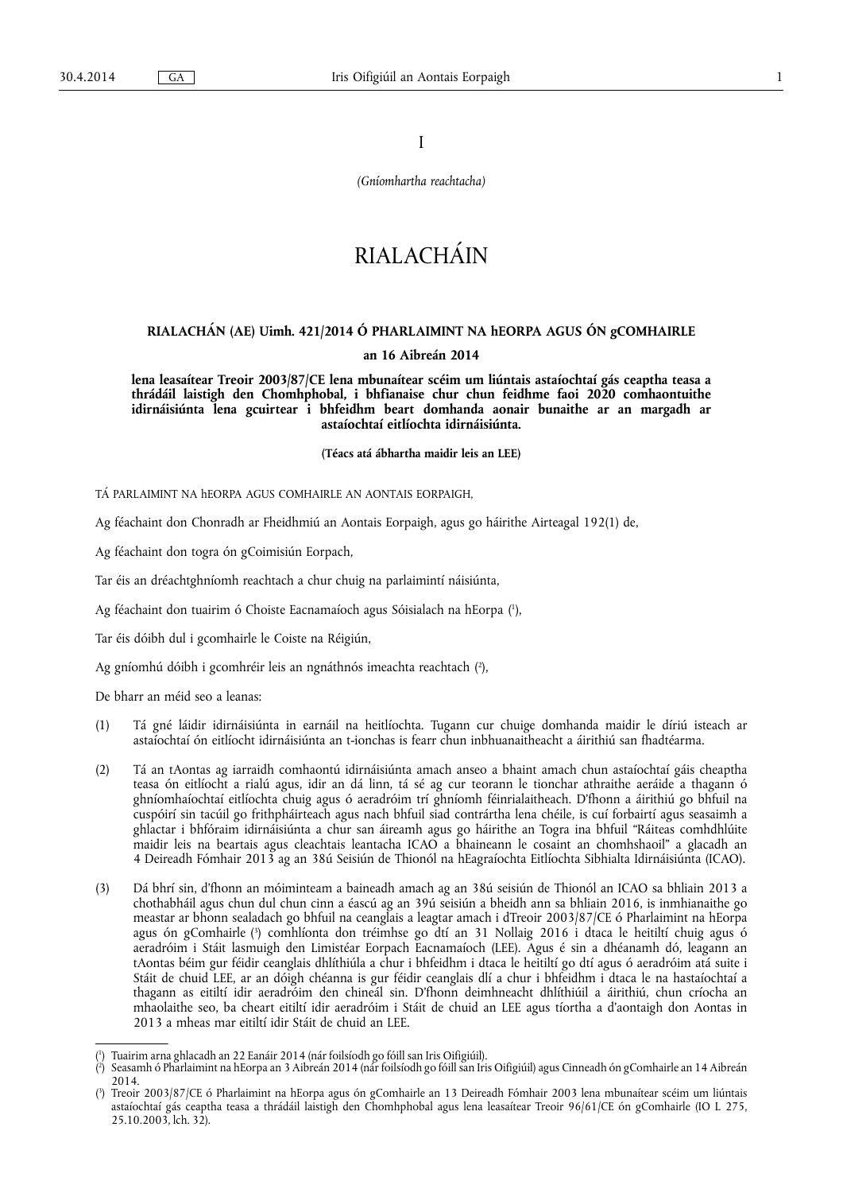I

*(Gníomhartha reachtacha)*

# RIALACHÁIN

## RIALACHÁN (AE) Uimh. 421/2014 Ó PHARLAIMINT NA hEORPA AGUS ÓN gCOMHAIRLE

**an 16 Aibreán 2014**

**lena leasaítear Treoir 2003/87/CE lena mbunaítear scéim um liúntais astaíochtaí gás ceaptha teasa a thrádáil laistigh den Chomhphobal, i bhfianaise chur chun feidhme faoi 2020 comhaontuithe idirnáisiúnta lena gcuirtear i bhfeidhm beart domhanda aonair bunaithe ar an margadh ar astaíochtaí eitlíochta idirnáisiúnta.**

**(Téacs atá ábhartha maidir leis an LEE)**

TÁ PARLAIMINT NA hEORPA AGUS COMHAIRLE AN AONTAIS EORPAIGH,

Ag féachaint don Chonradh ar Fheidhmiú an Aontais Eorpaigh, agus go háirithe Airteagal 192(1) de,

Ag féachaint don togra ón gCoimisiún Eorpach,

Tar éis an dréachtghníomh reachtach a chur chuig na parlaimintí náisiúnta,

Ag féachaint don tuairim ó Choiste Eacnamaíoch agus Sóisialach na hEorpa ([1]),

Tar éis dóibh dul i gcomhairle le Coiste na Réigiún,

Ag gníomhú dóibh i gcomhréir leis an ngnáthnós imeachta reachtach ([2]),

De bharr an méid seo a leanas:

(1) Tá gné láidir idirnáisiúnta in earnáil na heitlíochta. Tugann cur chuige domhanda maidir le díriú isteach ar astaíochtaí ón eitlíocht idirnáisiúnta an t-ionchas is fearr chun inbhuanaitheacht a áirithiú san fhadtéarma.

(2) Tá an tAontas ag iarraidh comhaontú idirnáisiúnta amach anseo a bhaint amach chun astaíochtaí gáis cheaptha teasa ón eitlíocht a rialú agus, idir an dá linn, tá sé ag cur teorann le tionchar athraithe aeráide a thagann ó ghníomhaíochtaí eitlíochta chuig agus ó aeradróim trí ghníomh féinrialaitheach. D'fhonn a áirithiú go bhfuil na cuspóirí sin tacúil go frithpháirteach agus nach bhfuil siad contrártha lena chéile, is cuí forbairtí agus seasaimh a ghlactar i bhfóraim idirnáisiúnta a chur san áireamh agus go háirithe an Togra ina bhfuil "Ráiteas comhdhlúite maidir leis na beartais agus cleachtais leantacha ICAO a bhaineann le cosaint an chomhshaoil" a glacadh an 4 Deireadh Fómhair 2013 ag an 38ú Seisiún de Thionól na hEagraíochta Eitlíochta Sibhialta Idirnáisiúnta (ICAO).

(3) Dá bhrí sin, d'fhonn an móiminteam a baineadh amach ag an 38ú seisiún de Thionól an ICAO sa bhliain 2013 a chothabháil agus chun dul chun cinn a éascú ag an 39ú seisiún a bheidh ann sa bhliain 2016, is inmhianaithe go meastar ar bhonn sealadach go bhfuil na ceanglais a leagtar amach i dTreoir 2003/87/CE ó Pharlaimint na hEorpa agus ón gComhairle ([3]) comhlíonta don tréimhse go dtí an 31 Nollaig 2016 i dtaca le heitiltí chuig agus ó aeradróim i Stáit lasmuigh den Limistéar Eorpach Eacnamaíoch (LEE). Agus é sin a dhéanamh dó, leagann an tAontas béim gur féidir ceanglais dhlíthiúla a chur i bhfeidhm i dtaca le heitiltí go dtí agus ó aeradróim atá suite i Stáit de chuid LEE, ar an dóigh chéanna is gur féidir ceanglais dlí a chur i bhfeidhm i dtaca le na hastaíochtaí a thagann as eitiltí idir aeradróim den chineál sin. D'fhonn deimhneacht dhlíthiúil a áirithiú, chun críocha an mhaolaithe seo, ba cheart eitiltí idir aeradróim i Stáit de chuid an LEE agus tíortha a d'aontaigh don Aontas in 2013 a mheas mar eitiltí idir Stáit de chuid an LEE.

---

([1]) Tuairim arna ghlacadh an 22 Eanáir 2014 (nár foilsíodh go fóill san Iris Oifigiúil).

([2]) Seasamh ó Pharlaimint na hEorpa an 3 Aibreán 2014 (nár foilsíodh go fóill san Iris Oifigiúil) agus Cinneadh ón gComhairle an 14 Aibreán 2014.

([3]) Treoir 2003/87/CE ó Pharlaimint na hEorpa agus ón gComhairle an 13 Deireadh Fómhair 2003 lena mbunaítear scéim um liúntais astaíochtaí gás ceaptha teasa a thrádáil laistigh den Chomhphobal agus lena leasaítear Treoir 96/61/CE ón gComhairle (IO L 275, 25.10.2003, lch. 32).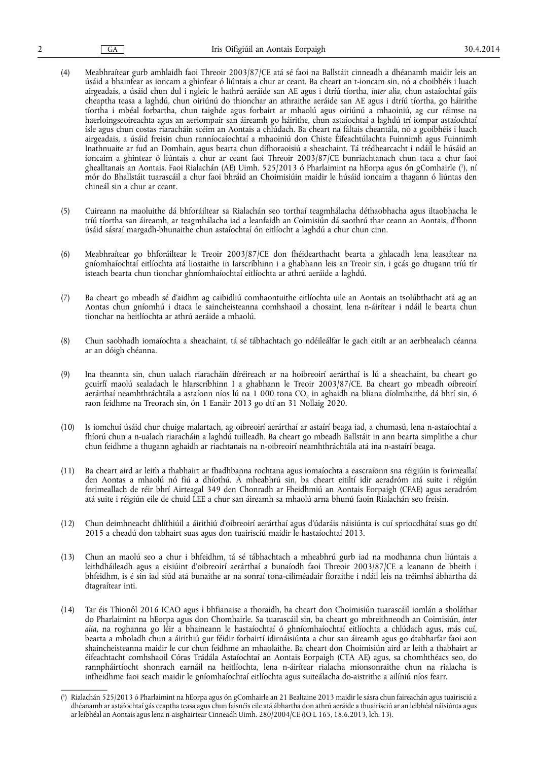(4) Meabhraítear gurb amhlaidh faoi Threoir 2003/87/CE atá sé faoi na Ballstáit cinneadh a dhéanamh maidir leis an úsáid a bhainfear as ioncam a ghinfear ó liúntais a chur ar ceant. Ba cheart an t-ioncam sin, nó a choibhéis i luach airgeadais, a úsáid chun dul i ngleic le hathrú aeráide san AE agus i dtríú tíortha, *inter alia*, chun astaíochtaí gáis cheaptha teasa a laghdú, chun oiriúnú do thionchar an athraithe aeráide san AE agus i dtríú tíortha, go háirithe tíortha i mbéal forbartha, chun taighde agus forbairt ar mhaolú agus oiriúnú a mhaoiniú, ag cur réimse na haerloingseoireachta agus an aeriompair san áireamh go háirithe, chun astaíochtaí a laghdú trí iompar astaíochtaí ísle agus chun costas riaracháin scéim an Aontais a chlúdach. Ba cheart na fáltais cheantála, nó a gcoibhéis i luach airgeadais, a úsáid freisin chun rannócaíochtaí a mhaoiniú don Chiste Éifeachtúlachta Fuinnimh agus Fuinnimh Inathnuaite ar fud an Domhain, agus bearta chun dífhoraoisiú a sheachaint. Tá trédhearcacht i ndáil le húsáid an ioncaim a ghintear ó liúntais a chur ar ceant faoi Threoir 2003/87/CE bunriachtanach chun taca a chur faoi ghealltanais an Aontais. Faoi Rialachán (AE) Uimh. 525/2013 ó Pharlaimint na hEorpa agus ón gComhairle [1], ní mór do Bhallstáit tuarascáil a chur faoi bhráid an Choimisiúin maidir le húsáid ioncaim a thagann ó liúntas den chineál sin a chur ar ceant.

(5) Cuireann na maoluithe dá bhforáiltear sa Rialachán seo torthaí teagmhálacha déthaobhacha agus iltaobhacha le tríú tíortha san áireamh, ar teagmhálacha iad a leanfaidh an Coimisiún dá saothrú thar ceann an Aontais, d'fhonn úsáid sásraí margadh-bhunaithe chun astaíochtaí ón eitlíocht a laghdú a chur chun cinn.

(6) Meabhraítear go bhforáiltear le Treoir 2003/87/CE don fhéidearthacht bearta a ghlacadh lena leasaítear na gníomhaíochtaí eitlíochta atá liostaithe in Iarscríbhinn i a ghabhann leis an Treoir sin, i gcás go dtugann tríú tír isteach bearta chun tionchar ghníomhaíochtaí eitlíochta ar athrú aeráide a laghdú.

(7) Ba cheart go mbeadh sé d'aidhm ag caibidliú comhaontuithe eitlíochta uile an Aontais an tsolúbthacht atá ag an Aontas chun gníomhú i dtaca le saincheisteanna comhshaoil a chosaint, lena n-áirítear i ndáil le bearta chun tionchar na heitlíochta ar athrú aeráide a mhaolú.

(8) Chun saobhadh iomaíochta a sheachaint, tá sé tábhachtach go ndéileálfar le gach eitilt ar an aerbhealach céanna ar an dóigh chéanna.

(9) Ina theannta sin, chun ualach riaracháin díréireach ar na hoibreoirí aerárthaí is lú a sheachaint, ba cheart go gcuirfí maolú sealadach le hIarscríbhinn I a ghabhann le Treoir 2003/87/CE. Ba cheart go mbeadh oibreoirí aerárthaí neamhthráchtála a astaíonn níos lú na 1 000 tona $CO_2$ in aghaidh na bliana díolmhaithe, dá bhrí sin, ó raon feidhme na Treorach sin, ón 1 Eanáir 2013 go dtí an 31 Nollaig 2020.

(10) Is iomchuí úsáid chur chuige malartach, ag oibreoirí aerárthaí ar astaírí beaga iad, a chumasú, lena n-astaíochtaí a fhíorú chun a n-ualach riaracháin a laghdú tuilleadh. Ba cheart go mbeadh Ballstáit in ann bearta simplithe a chur chun feidhme a thugann aghaidh ar riachtanais na n-oibreoirí neamhthráchtála atá ina n-astaírí beaga.

(11) Ba cheart aird ar leith a thabhairt ar fhadhbanna rochtana agus iomaíochta a eascraíonn sna réigiúin is forimeallaí den Aontas a mhaolú nó fiú a dhíothú. Á mheabhrú sin, ba cheart eitiltí idir aeradróm atá suite i réigiún forimeallach de réir bhrí Airteagal 349 den Chonradh ar Fheidhmiú an Aontais Eorpaigh (CFAE) agus aeradróm atá suite i réigiún eile de chuid LEE a chur san áireamh sa mhaolú arna bhunú faoin Rialachán seo freisin.

(12) Chun deimhneacht dhlíthiúil a áirithiú d'oibreoirí aerárthaí agus d'údaráis náisiúnta is cuí spriocdhátaí suas go dtí 2015 a cheadú don tabhairt suas agus don tuairisciú maidir le hastaíochtaí 2013.

(13) Chun an maolú seo a chur i bhfeidhm, tá sé tábhachtach a mheabhrú gurb iad na modhanna chun liúntais a leithdháileadh agus a eisiúint d'oibreoirí aerárthaí a bunaíodh faoi Threoir 2003/87/CE a leanann de bheith i bhfeidhm, is é sin iad siúd atá bunaithe ar na sonraí tona-ciliméadair fíoraithe i ndáil leis na tréimhsí ábhartha dá dtagraítear inti.

(14) Tar éis Thionól 2016 ICAO agus i bhfianaise a thoraidh, ba cheart don Choimisiún tuarascáil iomlán a sholáthar do Pharlaimint na hEorpa agus don Chomhairle. Sa tuarascáil sin, ba cheart go mbreithneodh an Coimisiún, *inter alia*, na roghanna go léir a bhaineann le hastaíochtaí ó ghníomhaíochtaí eitlíochta a chlúdach agus, más cuí, bearta a mholadh chun a áirithiú gur féidir forbairtí idirnáisiúnta a chur san áireamh agus go dtabharfar faoi aon shaincheisteanna maidir le cur chun feidhme an mhaolaithe. Ba cheart don Choimisiún aird ar leith a thabhairt ar éifeachtacht comhshaoil Córas Trádála Astaíochtaí an Aontais Eorpaigh (CTA AE) agus, sa chomhthéacs seo, do rannpháirtíocht shonrach earnáil na heitlíochta, lena n-áirítear rialacha mionsonraithe chun na rialacha is infheidhme faoi seach maidir le gníomhaíochtaí eitlíochta agus suiteálacha do-aistrithe a ailíniú níos fearr.

---

[1] Rialachán 525/2013 ó Pharlaimint na hEorpa agus ón gComhairle an 21 Bealtaine 2013 maidir le sásra chun faireachán agus tuairisciú a dhéanamh ar astaíochtaí gás ceaptha teasa agus chun faisnéis eile atá ábhartha don athrú aeráide a thuairisciú ar an leibhéal náisiúnta agus ar leibhéal an Aontais agus lena n-aisghairtear Cinneadh Uimh. 280/2004/CE (IO L 165, 18.6.2013, lch. 13).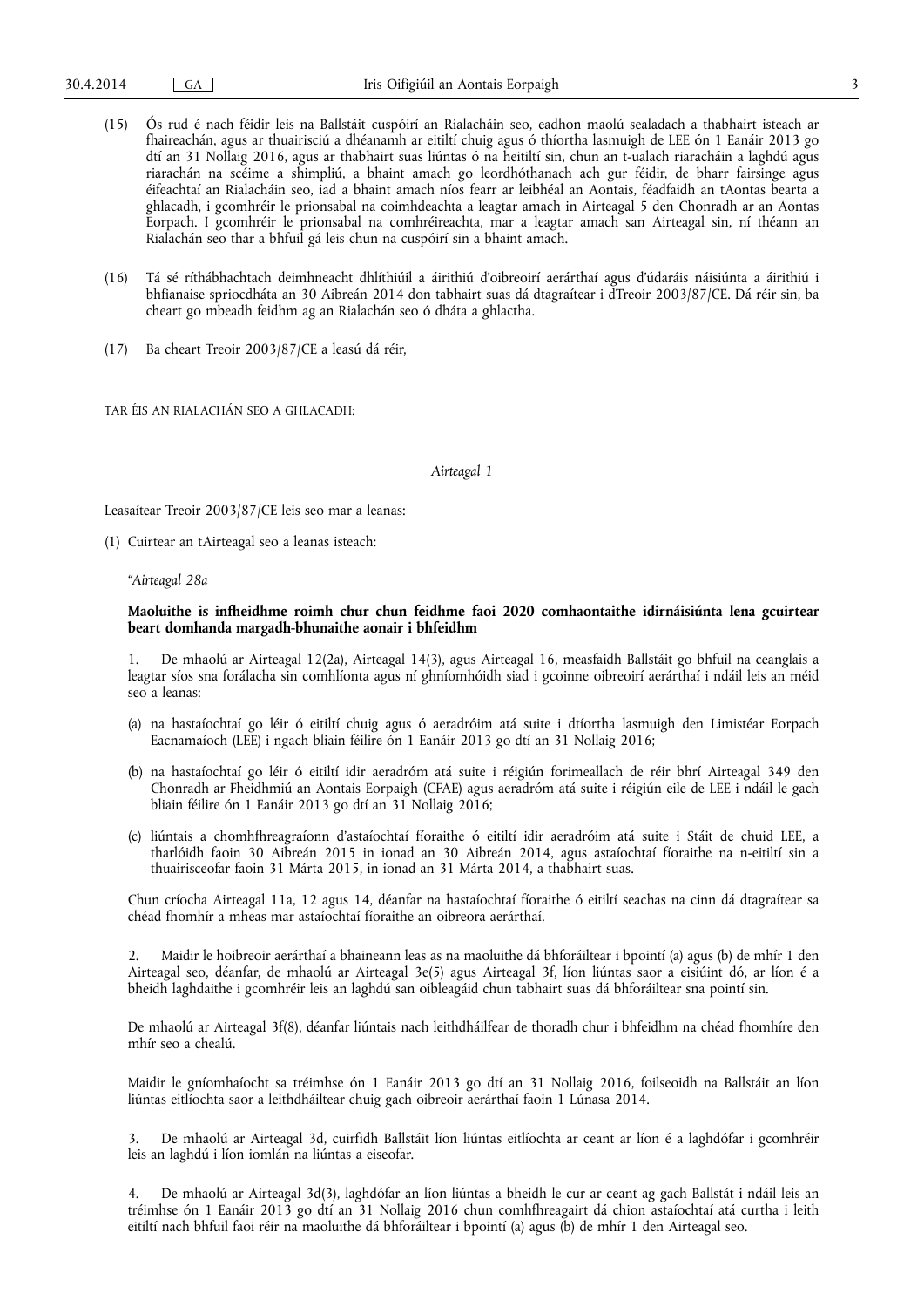(15) Ós rud é nach féidir leis na Ballstáit cuspóirí an Rialacháin seo, eadhon maolú sealadach a thabhairt isteach ar fhaireachán, agus ar thuairisciú a dhéanamh ar eitiltí chuig agus ó thíortha lasmuigh de LEE ón 1 Eanáir 2013 go dtí an 31 Nollaig 2016, agus ar thabhairt suas liúntas ó na heitiltí sin, chun an t-ualach riaracháin a laghdú agus riarachán na scéime a shimpliú, a bhaint amach go leordhóthanach ach gur féidir, de bharr fairsinge agus éifeachtaí an Rialacháin seo, iad a bhaint amach níos fearr ar leibhéal an Aontais, féadfaidh an tAontas bearta a ghlacadh, i gcomhréir le prionsabal na coimhdeachta a leagtar amach in Airteagal 5 den Chonradh ar an Aontas Eorpach. I gcomhréir le prionsabal na comhréireachta, mar a leagtar amach san Airteagal sin, ní théann an Rialachán seo thar a bhfuil gá leis chun na cuspóirí sin a bhaint amach.

(16) Tá sé ríthábhachtach deimhneacht dhlíthiúil a áirithiú d'oibreoirí aerárthaí agus d'údaráis náisiúnta a áirithiú i bhfianaise spriocdháta an 30 Aibreán 2014 don tabhairt suas dá dtagraítear i dTreoir 2003/87/CE. Dá réir sin, ba cheart go mbeadh feidhm ag an Rialachán seo ó dháta a ghlactha.

(17) Ba cheart Treoir 2003/87/CE a leasú dá réir,

TAR ÉIS AN RIALACHÁN SEO A GHLACADH:

*Airteagal 1*

Leasaítear Treoir 2003/87/CE leis seo mar a leanas:

(1) Cuirtear an tAirteagal seo a leanas isteach:

*"Airteagal 28a*

**Maoluithe is infheidhme roimh chur chun feidhme faoi 2020 comhaontaithe idirnáisiúnta lena gcuirtear beart domhanda margadh-bhunaithe aonair i bhfeidhm**

1. De mhaolú ar Airteagal 12(2a), Airteagal 14(3), agus Airteagal 16, measfaidh Ballstáit go bhfuil na ceanglais a leagtar síos sna forálacha sin comhlíonta agus ní ghníomhóidh siad i gcoinne oibreoirí aerárthaí i ndáil leis an méid seo a leanas:

(a) na hastaíochtaí go léir ó eitiltí chuig agus ó aeradróim atá suite i dtíortha lasmuigh den Limistéar Eorpach Eacnamaíoch (LEE) i ngach bliain féilire ón 1 Eanáir 2013 go dtí an 31 Nollaig 2016;

(b) na hastaíochtaí go léir ó eitiltí idir aeradróm atá suite i réigiún forimeallach de réir bhrí Airteagal 349 den Chonradh ar Fheidhmiú an Aontais Eorpaigh (CFAE) agus aeradróm atá suite i réigiún eile de LEE i ndáil le gach bliain féilire ón 1 Eanáir 2013 go dtí an 31 Nollaig 2016;

(c) liúntais a chomhfhreagraíonn d'astaíochtaí fíoraithe ó eitiltí idir aeradróim atá suite i Stáit de chuid LEE, a tharlóidh faoin 30 Aibreán 2015 in ionad an 30 Aibreán 2014, agus astaíochtaí fíoraithe na n-eitiltí sin a thuairisceofar faoin 31 Márta 2015, in ionad an 31 Márta 2014, a thabhairt suas.

Chun críocha Airteagal 11a, 12 agus 14, déanfar na hastaíochtaí fíoraithe ó eitiltí seachas na cinn dá dtagraítear sa chéad fhomhír a mheas mar astaíochtaí fíoraithe an oibreora aerárthaí.

2. Maidir le hoibreoir aerárthaí a bhaineann leas as na maoluithe dá bhforáiltear i bpointí (a) agus (b) de mhír 1 den Airteagal seo, déanfar, de mhaolú ar Airteagal 3e(5) agus Airteagal 3f, líon liúntas saor a eisiúint dó, ar líon é a bheidh laghdaithe i gcomhréir leis an laghdú san oibleagáid chun tabhairt suas dá bhforáiltear sna pointí sin.

De mhaolú ar Airteagal 3f(8), déanfar liúntais nach leithdháilfear de thoradh chur i bhfeidhm na chéad fhomhíre den mhír seo a chealú.

Maidir le gníomhaíocht sa tréimhse ón 1 Eanáir 2013 go dtí an 31 Nollaig 2016, foilseoidh na Ballstáit an líon liúntas eitlíochta saor a leithdháiltear chuig gach oibreoir aerárthaí faoin 1 Lúnasa 2014.

3. De mhaolú ar Airteagal 3d, cuirfidh Ballstáit líon liúntas eitlíochta ar ceant ar líon é a laghdófar i gcomhréir leis an laghdú i líon iomlán na liúntas a eiseofar.

4. De mhaolú ar Airteagal 3d(3), laghdófar an líon liúntas a bheidh le cur ar ceant ag gach Ballstát i ndáil leis an tréimhse ón 1 Eanáir 2013 go dtí an 31 Nollaig 2016 chun comhfhreagairt dá chion astaíochtaí atá curtha i leith eitiltí nach bhfuil faoi réir na maoluithe dá bhforáiltear i bpointí (a) agus (b) de mhír 1 den Airteagal seo.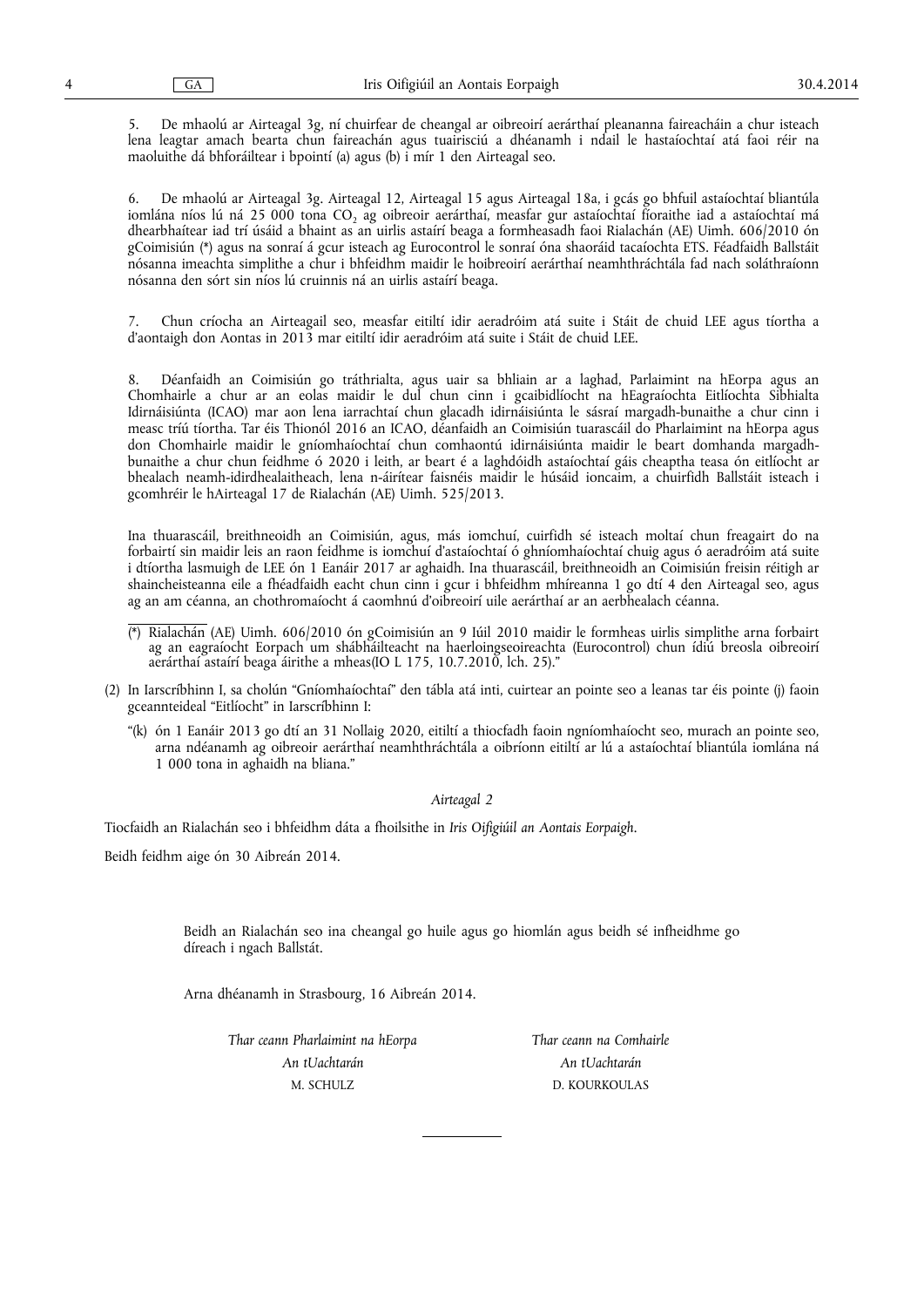5. De mhaolú ar Airteagal 3g, ní chuirfear de cheangal ar oibreoirí aerárthaí pleananna faireacháin a chur isteach lena leagtar amach bearta chun faireachán agus tuairisciú a dhéanamh i ndail le hastaíochtaí atá faoi réir na maoluithe dá bhforáiltear i bpointí (a) agus (b) i mír 1 den Airteagal seo.

6. De mhaolú ar Airteagal 3g. Airteagal 12, Airteagal 15 agus Airteagal 18a, i gcás go bhfuil astaíochtaí bliantúla iomlána níos lú ná 25 000 tona $CO_2$ ag oibreoir aerárthaí, measfar gur astaíochtaí fíoraithe iad a astaíochtaí má dhearbhaítear iad trí úsáid a bhaint as an uirlis astaírí beaga a formheasadh faoi Rialachán (AE) Uimh. 606/2010 ón gCoimisiún (*) agus na sonraí á gcur isteach ag Eurocontrol le sonraí óna shaoráid tacaíochta ETS. Féadfaidh Ballstáit nósanna imeachta simplithe a chur i bhfeidhm maidir le hoibreoirí aerárthaí neamhthráchtála fad nach soláthraíonn nósanna den sórt sin níos lú cruinnis ná an uirlis astaírí beaga.

7. Chun críocha an Airteagail seo, measfar eitiltí idir aeradróim atá suite i Stáit de chuid LEE agus tíortha a d'aontaigh don Aontas in 2013 mar eitiltí idir aeradróim atá suite i Stáit de chuid LEE.

8. Déanfaidh an Coimisiún go tráthrialta, agus uair sa bhliain ar a laghad, Parlaimint na hEorpa agus an Chomhairle a chur ar an eolas maidir le dul chun cinn i gcaibidlíocht na hEagraíochta Eitlíochta Sibhialta Idirnáisiúnta (ICAO) mar aon lena iarrachtaí chun glacadh idirnáisiúnta le sásraí margadh-bunaithe a chur cinn i measc tríú tíortha. Tar éis Thionól 2016 an ICAO, déanfaidh an Coimisiún tuarascáil do Pharlaimint na hEorpa agus don Chomhairle maidir le gníomhaíochtaí chun comhaontú idirnáisiúnta maidir le beart domhanda margadh-bunaithe a chur chun feidhme ó 2020 i leith, ar beart é a laghdóidh astaíochtaí gáis cheaptha teasa ón eitlíocht ar bhealach neamh-idirdhealaitheach, lena n-áirítear faisnéis maidir le húsáid ioncaim, a chuirfidh Ballstáit isteach i gcomhréir le hAirteagal 17 de Rialachán (AE) Uimh. 525/2013.

Ina thuarascáil, breithneoidh an Coimisiún, agus, más iomchuí, cuirfidh sé isteach moltaí chun freagairt do na forbairtí sin maidir leis an raon feidhme is iomchuí d'astaíochtaí ó ghníomhaíochtaí chuig agus ó aeradróim atá suite i dtíortha lasmuigh de LEE ón 1 Eanáir 2017 ar aghaidh. Ina thuarascáil, breithneoidh an Coimisiún freisin réitigh ar shaincheisteanna eile a fhéadfaidh eacht chun cinn i gcur i bhfeidhm mhíreanna 1 go dtí 4 den Airteagal seo, agus ag an am céanna, an chothromaíocht á caomhnú d'oibreoirí uile aerárthaí ar an aerbhealach céanna.

(*) Rialachán (AE) Uimh. 606/2010 ón gCoimisiún an 9 Iúil 2010 maidir le formheas uirlis simplithe arna forbairt ag an eagraíocht Eorpach um shábháilteacht na haerloingseoireachta (Eurocontrol) chun ídiú breosla oibreoirí aerárthaí astaírí beaga áirithe a mheas(IO L 175, 10.7.2010, lch. 25)."

(2) In Iarscríbhinn I, sa cholún "Gníomhaíochtaí" den tábla atá inti, cuirtear an pointe seo a leanas tar éis pointe (j) faoin gceannteideal "Eitlíocht" in Iarscríbhinn I:

"(k) ón 1 Eanáir 2013 go dtí an 31 Nollaig 2020, eitiltí a thiocfadh faoin ngníomhaíocht seo, murach an pointe seo, arna ndéanamh ag oibreoir aerárthaí neamhthráchtála a oibríonn eitiltí ar lú a astaíochtaí bliantúla iomlána ná 1 000 tona in aghaidh na bliana."

*Airteagal 2*

Tiocfaidh an Rialachán seo i bhfeidhm dáta a fhoilsithe in *Iris Oifigiúil an Aontais Eorpaigh*.

Beidh feidhm aige ón 30 Aibreán 2014.

Beidh an Rialachán seo ina cheangal go huile agus go hiomlán agus beidh sé infheidhme go díreach i ngach Ballstát.

Arna dhéanamh in Strasbourg, 16 Aibreán 2014.

*Thar ceann Pharlaimint na hEorpa*
*An tUachtarán*
M. SCHULZ

*Thar ceann na Comhairle*
*An tUachtarán*
D. KOURKOULAS